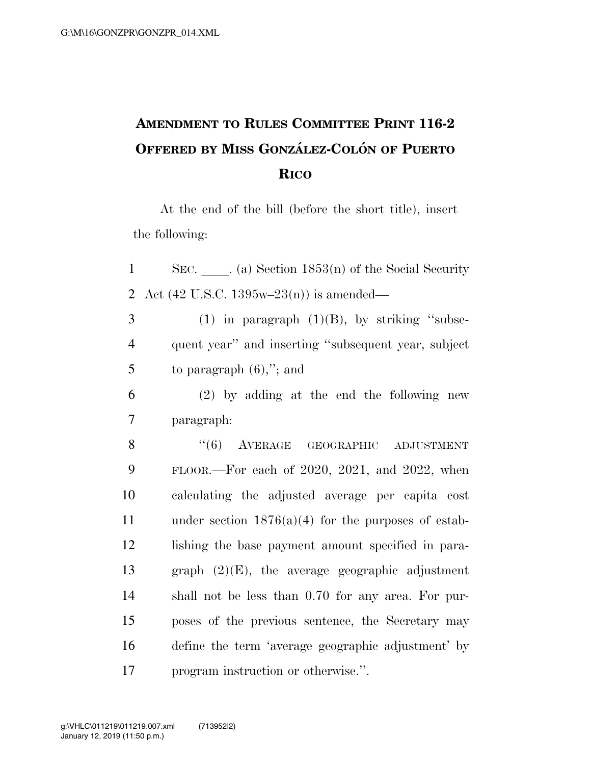# AMENDMENT TO RULES COMMITTEE PRINT 116-2 OFFERED BY MISS GONZÁLEZ-COLÓN OF PUERTO RICO

At the end of the bill (before the short title), insert the following:

SEC. \_\_\_\_. (a) Section 1853(n) of the Social Security Act (42 U.S.C. 1395w–23(n)) is amended—

(1) in paragraph (1)(B), by striking "subsequent year" and inserting "subsequent year, subject to paragraph (6),"; and

(2) by adding at the end the following new paragraph:

"(6) AVERAGE GEOGRAPHIC ADJUSTMENT FLOOR.—For each of 2020, 2021, and 2022, when calculating the adjusted average per capita cost under section 1876(a)(4) for the purposes of establishing the base payment amount specified in paragraph (2)(E), the average geographic adjustment shall not be less than 0.70 for any area. For purposes of the previous sentence, the Secretary may define the term 'average geographic adjustment' by program instruction or otherwise.".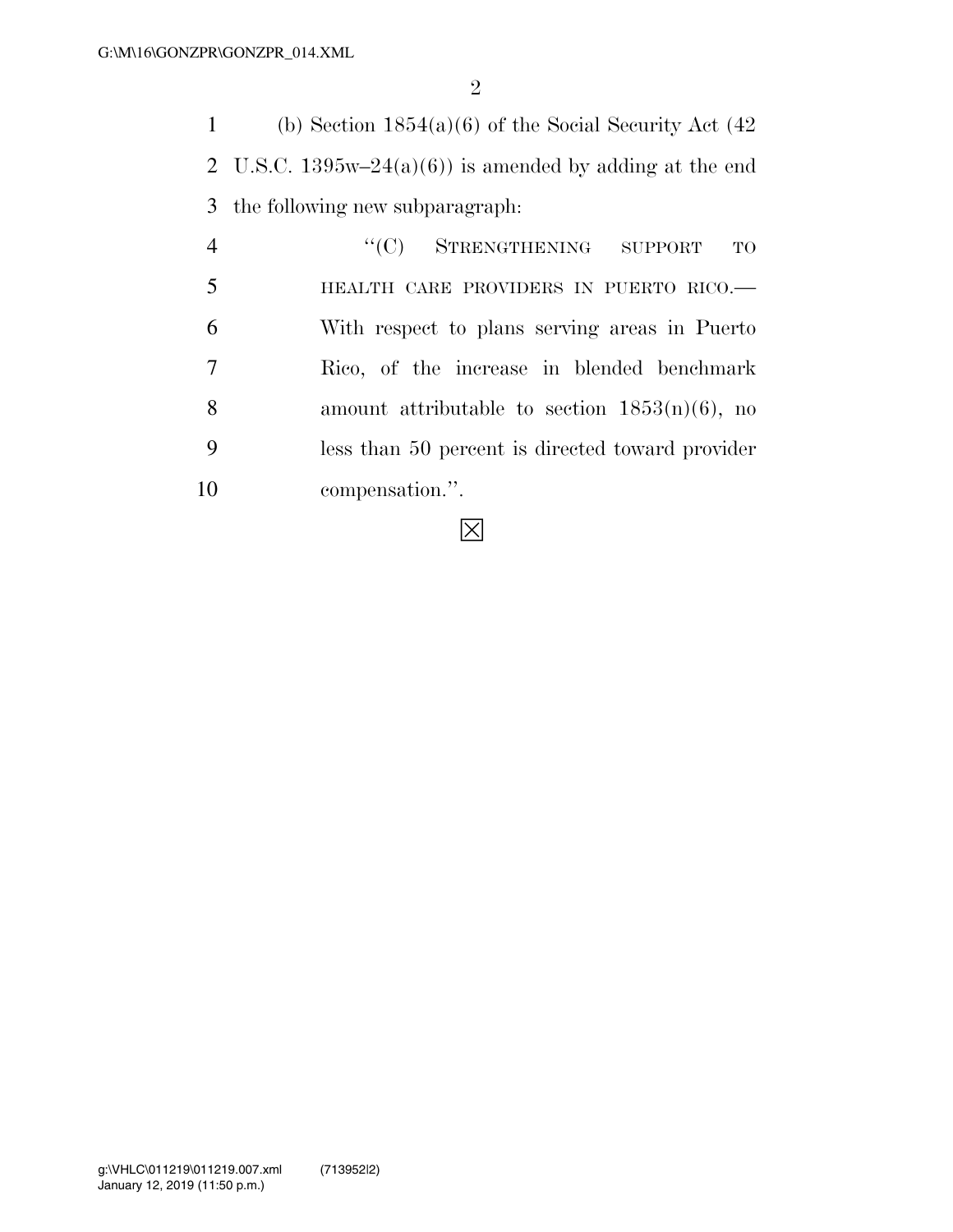(b) Section 1854(a)(6) of the Social Security Act (42 U.S.C. 1395w–24(a)(6)) is amended by adding at the end the following new subparagraph:

> "(C) STRENGTHENING SUPPORT TO HEALTH CARE PROVIDERS IN PUERTO RICO.—With respect to plans serving areas in Puerto Rico, of the increase in blended benchmark amount attributable to section 1853(n)(6), no less than 50 percent is directed toward provider compensation.".

☒